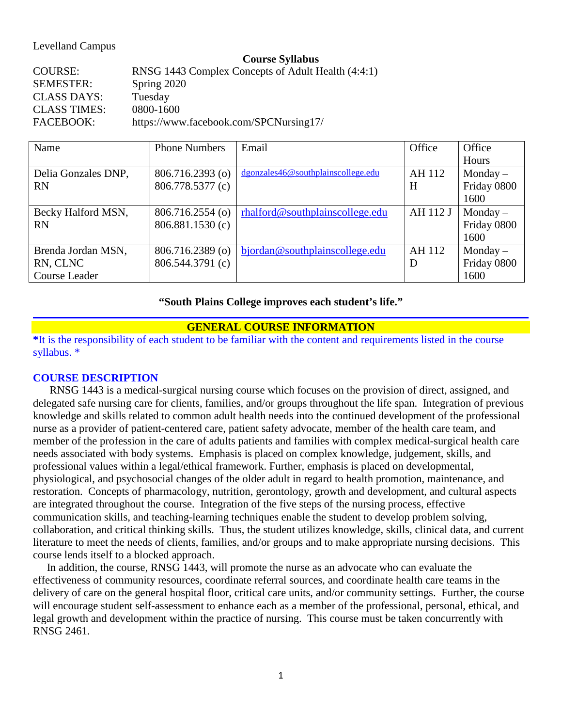Levelland Campus

**Course Syllabus**

COURSE: RNSG 1443 Complex Concepts of Adult Health (4:4:1)
SEMESTER: Spring 2020
CLASS DAYS: Tuesday
CLASS TIMES: 0800-1600
FACEBOOK: https://www.facebook.com/SPCNursing17/

| Name | Phone Numbers | Email | Office | Office Hours |
|---|---|---|---|---|
| Delia Gonzales DNP, RN | 806.716.2393 (o) 806.778.5377 (c) | dgonzales46@southplainscollege.edu | AH 112 H | Monday – Friday 0800 1600 |
| Becky Halford MSN, RN | 806.716.2554 (o) 806.881.1530 (c) | rhalford@southplainscollege.edu | AH 112 J | Monday – Friday 0800 1600 |
| Brenda Jordan MSN, RN, CLNC Course Leader | 806.716.2389 (o) 806.544.3791 (c) | bjordan@southplainscollege.edu | AH 112 D | Monday – Friday 0800 1600 |

**"South Plains College improves each student's life."**

## GENERAL COURSE INFORMATION

**\***It is the responsibility of each student to be familiar with the content and requirements listed in the course syllabus. *

### COURSE DESCRIPTION

RNSG 1443 is a medical-surgical nursing course which focuses on the provision of direct, assigned, and delegated safe nursing care for clients, families, and/or groups throughout the life span. Integration of previous knowledge and skills related to common adult health needs into the continued development of the professional nurse as a provider of patient-centered care, patient safety advocate, member of the health care team, and member of the profession in the care of adults patients and families with complex medical-surgical health care needs associated with body systems. Emphasis is placed on complex knowledge, judgement, skills, and professional values within a legal/ethical framework. Further, emphasis is placed on developmental, physiological, and psychosocial changes of the older adult in regard to health promotion, maintenance, and restoration. Concepts of pharmacology, nutrition, gerontology, growth and development, and cultural aspects are integrated throughout the course. Integration of the five steps of the nursing process, effective communication skills, and teaching-learning techniques enable the student to develop problem solving, collaboration, and critical thinking skills. Thus, the student utilizes knowledge, skills, clinical data, and current literature to meet the needs of clients, families, and/or groups and to make appropriate nursing decisions. This course lends itself to a blocked approach.

In addition, the course, RNSG 1443, will promote the nurse as an advocate who can evaluate the effectiveness of community resources, coordinate referral sources, and coordinate health care teams in the delivery of care on the general hospital floor, critical care units, and/or community settings. Further, the course will encourage student self-assessment to enhance each as a member of the professional, personal, ethical, and legal growth and development within the practice of nursing. This course must be taken concurrently with RNSG 2461.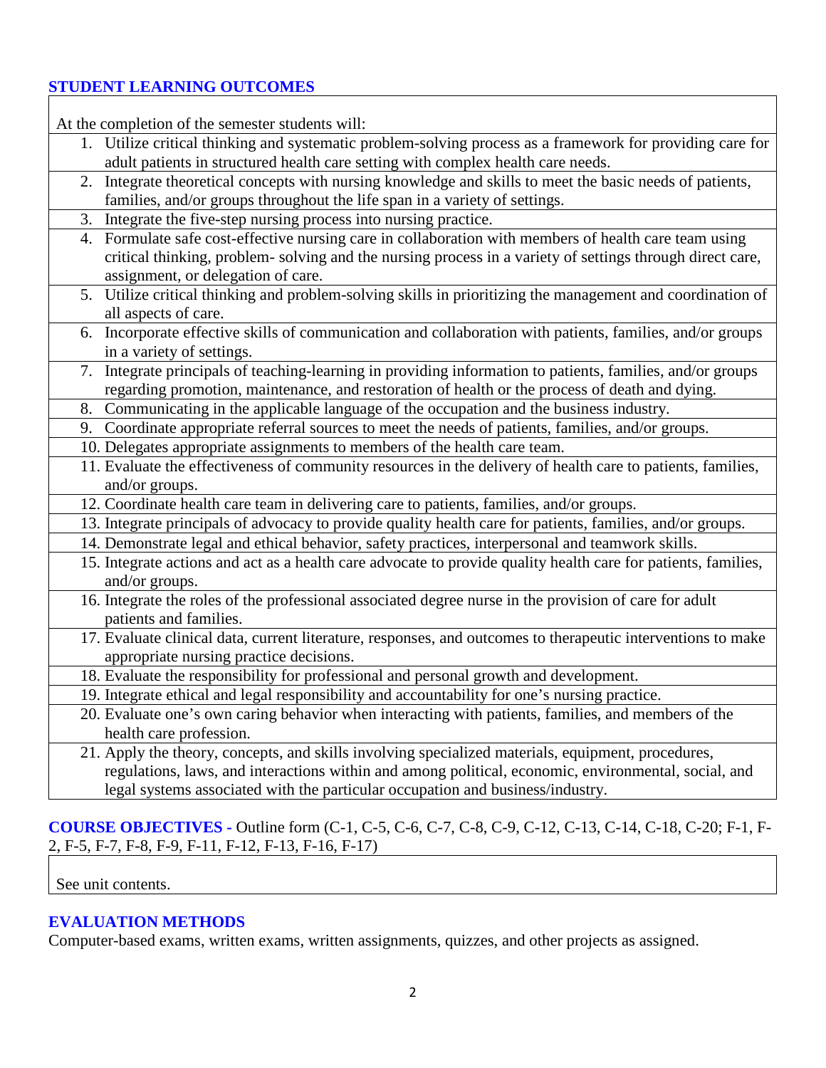## STUDENT LEARNING OUTCOMES

At the completion of the semester students will:

1. Utilize critical thinking and systematic problem-solving process as a framework for providing care for adult patients in structured health care setting with complex health care needs.
2. Integrate theoretical concepts with nursing knowledge and skills to meet the basic needs of patients, families, and/or groups throughout the life span in a variety of settings.
3. Integrate the five-step nursing process into nursing practice.
4. Formulate safe cost-effective nursing care in collaboration with members of health care team using critical thinking, problem- solving and the nursing process in a variety of settings through direct care, assignment, or delegation of care.
5. Utilize critical thinking and problem-solving skills in prioritizing the management and coordination of all aspects of care.
6. Incorporate effective skills of communication and collaboration with patients, families, and/or groups in a variety of settings.
7. Integrate principals of teaching-learning in providing information to patients, families, and/or groups regarding promotion, maintenance, and restoration of health or the process of death and dying.
8. Communicating in the applicable language of the occupation and the business industry.
9. Coordinate appropriate referral sources to meet the needs of patients, families, and/or groups.
10. Delegates appropriate assignments to members of the health care team.
11. Evaluate the effectiveness of community resources in the delivery of health care to patients, families, and/or groups.
12. Coordinate health care team in delivering care to patients, families, and/or groups.
13. Integrate principals of advocacy to provide quality health care for patients, families, and/or groups.
14. Demonstrate legal and ethical behavior, safety practices, interpersonal and teamwork skills.
15. Integrate actions and act as a health care advocate to provide quality health care for patients, families, and/or groups.
16. Integrate the roles of the professional associated degree nurse in the provision of care for adult patients and families.
17. Evaluate clinical data, current literature, responses, and outcomes to therapeutic interventions to make appropriate nursing practice decisions.
18. Evaluate the responsibility for professional and personal growth and development.
19. Integrate ethical and legal responsibility and accountability for one's nursing practice.
20. Evaluate one's own caring behavior when interacting with patients, families, and members of the health care profession.
21. Apply the theory, concepts, and skills involving specialized materials, equipment, procedures, regulations, laws, and interactions within and among political, economic, environmental, social, and legal systems associated with the particular occupation and business/industry.

## COURSE OBJECTIVES - Outline form (C-1, C-5, C-6, C-7, C-8, C-9, C-12, C-13, C-14, C-18, C-20; F-1, F-2, F-5, F-7, F-8, F-9, F-11, F-12, F-13, F-16, F-17)

See unit contents.

## EVALUATION METHODS

Computer-based exams, written exams, written assignments, quizzes, and other projects as assigned.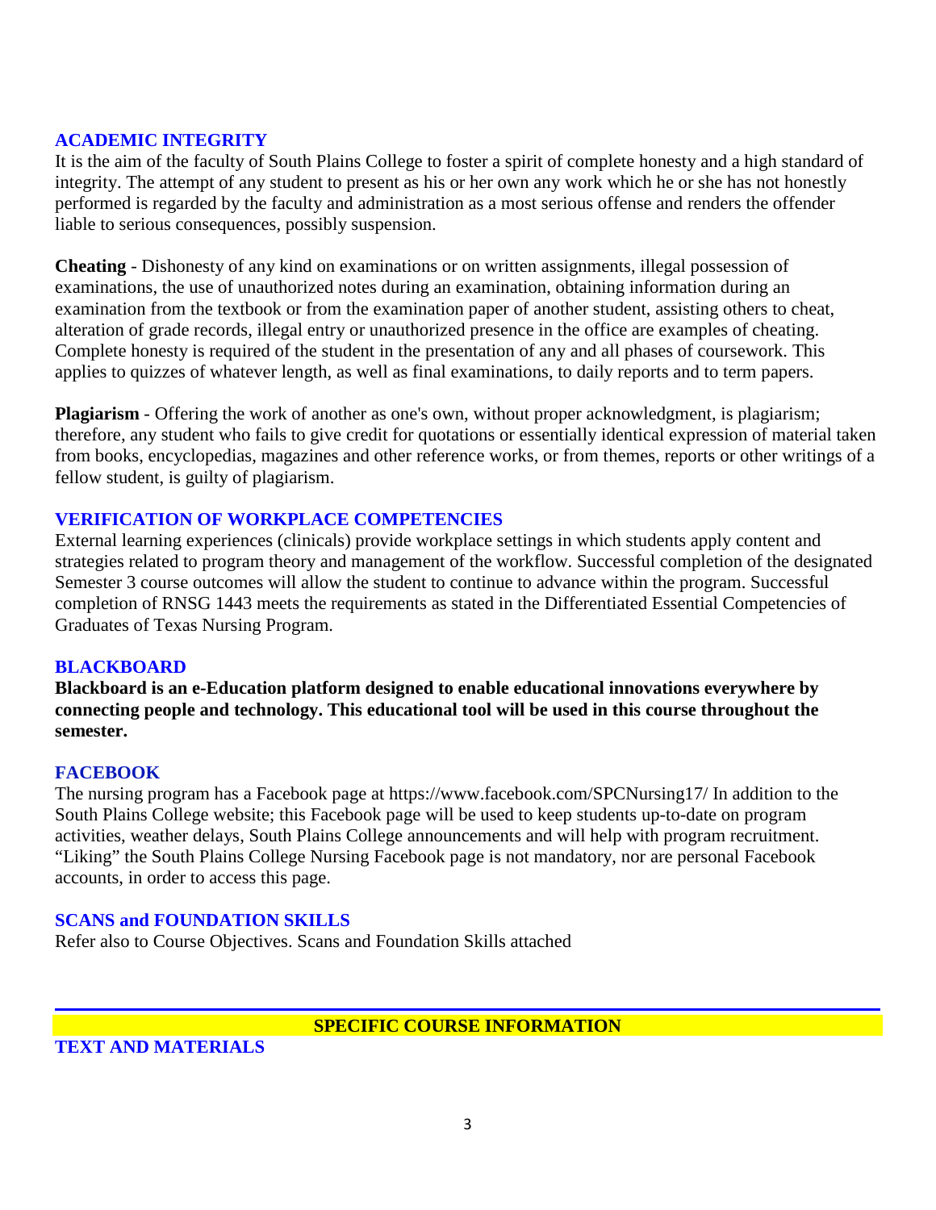## ACADEMIC INTEGRITY

It is the aim of the faculty of South Plains College to foster a spirit of complete honesty and a high standard of integrity. The attempt of any student to present as his or her own any work which he or she has not honestly performed is regarded by the faculty and administration as a most serious offense and renders the offender liable to serious consequences, possibly suspension.

**Cheating** - Dishonesty of any kind on examinations or on written assignments, illegal possession of examinations, the use of unauthorized notes during an examination, obtaining information during an examination from the textbook or from the examination paper of another student, assisting others to cheat, alteration of grade records, illegal entry or unauthorized presence in the office are examples of cheating. Complete honesty is required of the student in the presentation of any and all phases of coursework. This applies to quizzes of whatever length, as well as final examinations, to daily reports and to term papers.

**Plagiarism** - Offering the work of another as one's own, without proper acknowledgment, is plagiarism; therefore, any student who fails to give credit for quotations or essentially identical expression of material taken from books, encyclopedias, magazines and other reference works, or from themes, reports or other writings of a fellow student, is guilty of plagiarism.

## VERIFICATION OF WORKPLACE COMPETENCIES

External learning experiences (clinicals) provide workplace settings in which students apply content and strategies related to program theory and management of the workflow. Successful completion of the designated Semester 3 course outcomes will allow the student to continue to advance within the program. Successful completion of RNSG 1443 meets the requirements as stated in the Differentiated Essential Competencies of Graduates of Texas Nursing Program.

## BLACKBOARD

**Blackboard is an e-Education platform designed to enable educational innovations everywhere by connecting people and technology. This educational tool will be used in this course throughout the semester.**

## FACEBOOK

The nursing program has a Facebook page at https://www.facebook.com/SPCNursing17/ In addition to the South Plains College website; this Facebook page will be used to keep students up-to-date on program activities, weather delays, South Plains College announcements and will help with program recruitment. "Liking" the South Plains College Nursing Facebook page is not mandatory, nor are personal Facebook accounts, in order to access this page.

## SCANS and FOUNDATION SKILLS

Refer also to Course Objectives. Scans and Foundation Skills attached

# SPECIFIC COURSE INFORMATION

## TEXT AND MATERIALS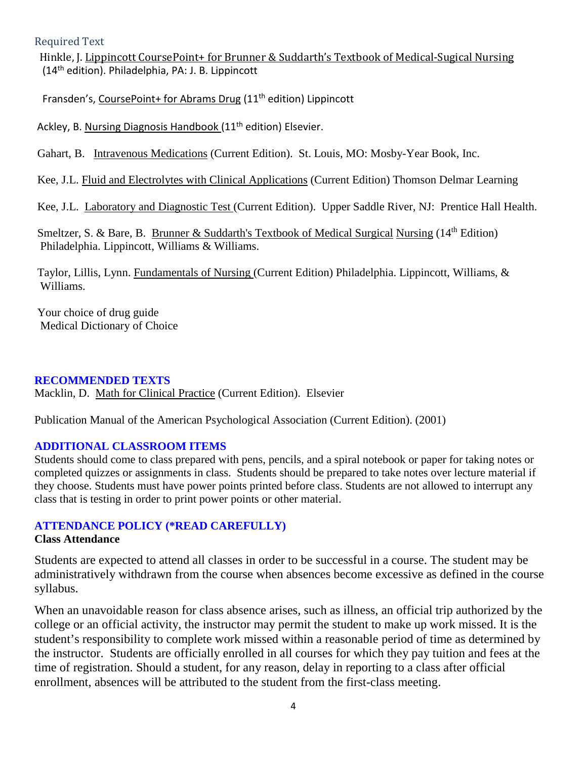## Required Text

Hinkle, J. Lippincott CoursePoint+ for Brunner & Suddarth's Textbook of Medical-Sugical Nursing (14th edition). Philadelphia, PA: J. B. Lippincott

Fransden's, CoursePoint+ for Abrams Drug (11th edition) Lippincott

Ackley, B. Nursing Diagnosis Handbook (11th edition) Elsevier.

Gahart, B. Intravenous Medications (Current Edition). St. Louis, MO: Mosby-Year Book, Inc.

Kee, J.L. Fluid and Electrolytes with Clinical Applications (Current Edition) Thomson Delmar Learning

Kee, J.L. Laboratory and Diagnostic Test (Current Edition). Upper Saddle River, NJ: Prentice Hall Health.

Smeltzer, S. & Bare, B. Brunner & Suddarth's Textbook of Medical Surgical Nursing (14th Edition) Philadelphia. Lippincott, Williams & Williams.

Taylor, Lillis, Lynn. Fundamentals of Nursing (Current Edition) Philadelphia. Lippincott, Williams, & Williams.

Your choice of drug guide
Medical Dictionary of Choice

## RECOMMENDED TEXTS

Macklin, D. Math for Clinical Practice (Current Edition). Elsevier

Publication Manual of the American Psychological Association (Current Edition). (2001)

## ADDITIONAL CLASSROOM ITEMS

Students should come to class prepared with pens, pencils, and a spiral notebook or paper for taking notes or completed quizzes or assignments in class. Students should be prepared to take notes over lecture material if they choose. Students must have power points printed before class. Students are not allowed to interrupt any class that is testing in order to print power points or other material.

## ATTENDANCE POLICY (*READ CAREFULLY)

**Class Attendance**

Students are expected to attend all classes in order to be successful in a course. The student may be administratively withdrawn from the course when absences become excessive as defined in the course syllabus.

When an unavoidable reason for class absence arises, such as illness, an official trip authorized by the college or an official activity, the instructor may permit the student to make up work missed. It is the student's responsibility to complete work missed within a reasonable period of time as determined by the instructor. Students are officially enrolled in all courses for which they pay tuition and fees at the time of registration. Should a student, for any reason, delay in reporting to a class after official enrollment, absences will be attributed to the student from the first-class meeting.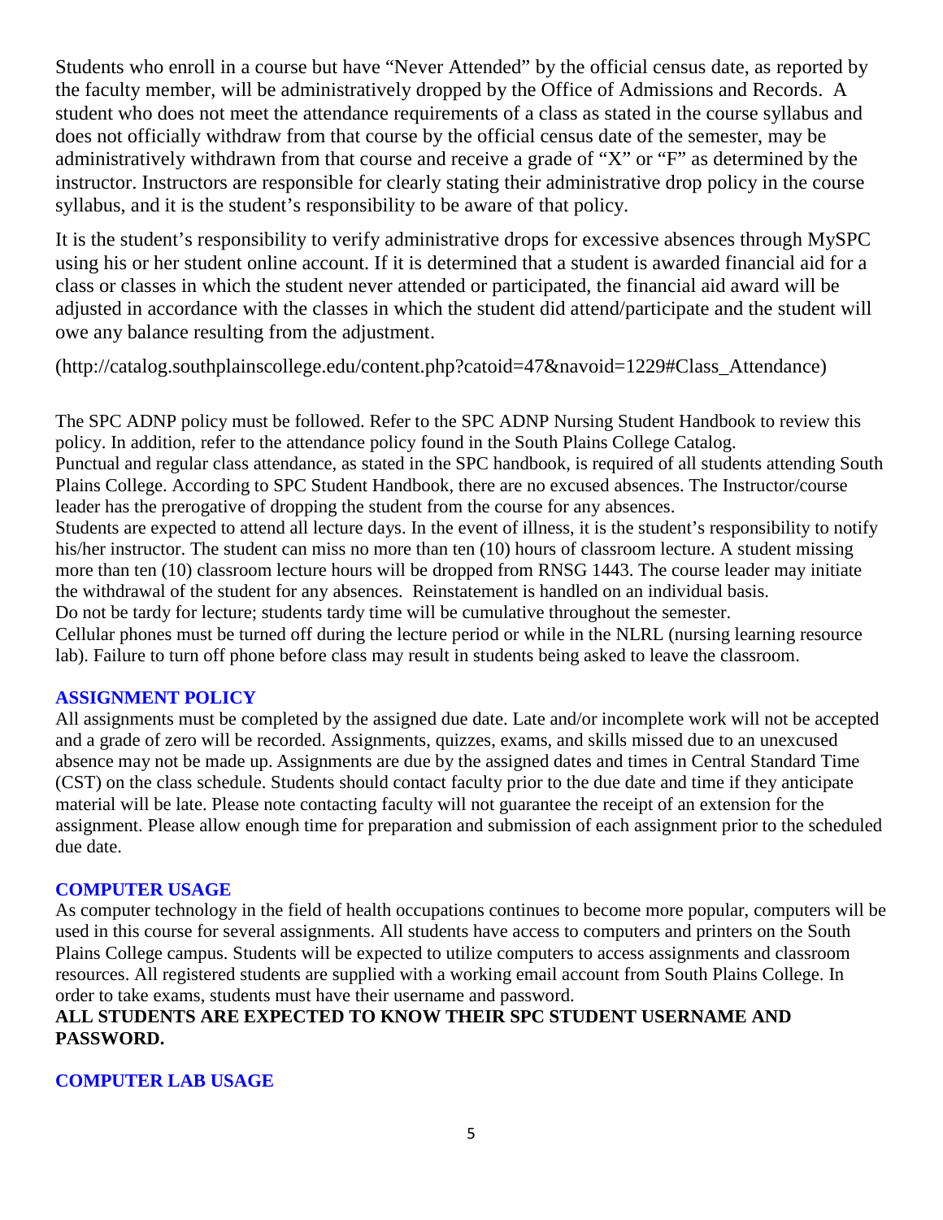Students who enroll in a course but have "Never Attended" by the official census date, as reported by the faculty member, will be administratively dropped by the Office of Admissions and Records. A student who does not meet the attendance requirements of a class as stated in the course syllabus and does not officially withdraw from that course by the official census date of the semester, may be administratively withdrawn from that course and receive a grade of "X" or "F" as determined by the instructor. Instructors are responsible for clearly stating their administrative drop policy in the course syllabus, and it is the student's responsibility to be aware of that policy.

It is the student's responsibility to verify administrative drops for excessive absences through MySPC using his or her student online account. If it is determined that a student is awarded financial aid for a class or classes in which the student never attended or participated, the financial aid award will be adjusted in accordance with the classes in which the student did attend/participate and the student will owe any balance resulting from the adjustment.

(http://catalog.southplainscollege.edu/content.php?catoid=47&navoid=1229#Class_Attendance)

The SPC ADNP policy must be followed. Refer to the SPC ADNP Nursing Student Handbook to review this policy. In addition, refer to the attendance policy found in the South Plains College Catalog.
Punctual and regular class attendance, as stated in the SPC handbook, is required of all students attending South Plains College. According to SPC Student Handbook, there are no excused absences. The Instructor/course leader has the prerogative of dropping the student from the course for any absences.
Students are expected to attend all lecture days. In the event of illness, it is the student's responsibility to notify his/her instructor. The student can miss no more than ten (10) hours of classroom lecture. A student missing more than ten (10) classroom lecture hours will be dropped from RNSG 1443. The course leader may initiate the withdrawal of the student for any absences. Reinstatement is handled on an individual basis.
Do not be tardy for lecture; students tardy time will be cumulative throughout the semester.
Cellular phones must be turned off during the lecture period or while in the NLRL (nursing learning resource lab). Failure to turn off phone before class may result in students being asked to leave the classroom.

## ASSIGNMENT POLICY

All assignments must be completed by the assigned due date. Late and/or incomplete work will not be accepted and a grade of zero will be recorded. Assignments, quizzes, exams, and skills missed due to an unexcused absence may not be made up. Assignments are due by the assigned dates and times in Central Standard Time (CST) on the class schedule. Students should contact faculty prior to the due date and time if they anticipate material will be late. Please note contacting faculty will not guarantee the receipt of an extension for the assignment. Please allow enough time for preparation and submission of each assignment prior to the scheduled due date.

## COMPUTER USAGE

As computer technology in the field of health occupations continues to become more popular, computers will be used in this course for several assignments. All students have access to computers and printers on the South Plains College campus. Students will be expected to utilize computers to access assignments and classroom resources. All registered students are supplied with a working email account from South Plains College. In order to take exams, students must have their username and password.

**ALL STUDENTS ARE EXPECTED TO KNOW THEIR SPC STUDENT USERNAME AND PASSWORD.**

## COMPUTER LAB USAGE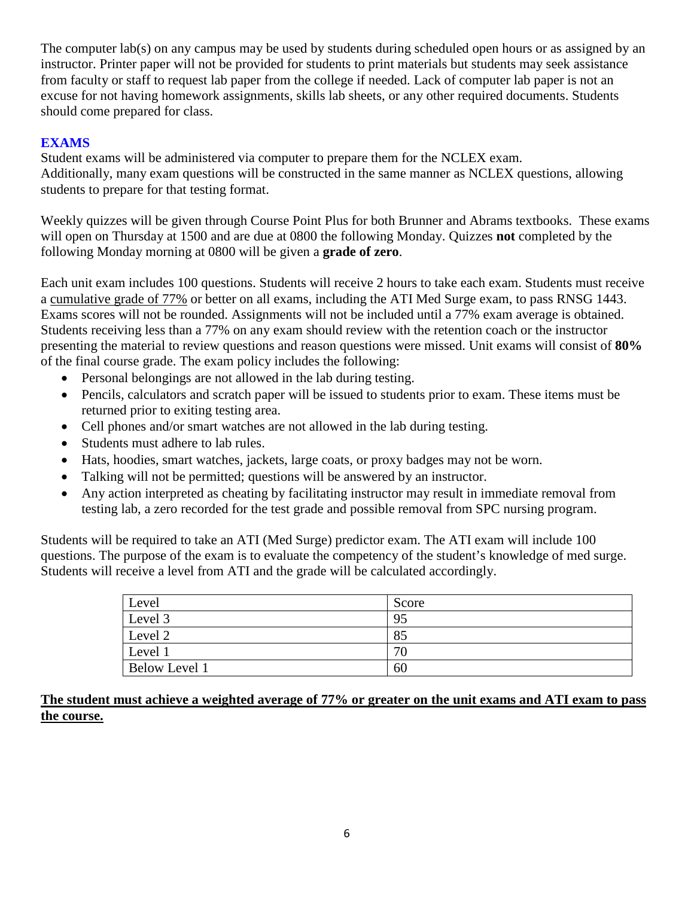The computer lab(s) on any campus may be used by students during scheduled open hours or as assigned by an instructor. Printer paper will not be provided for students to print materials but students may seek assistance from faculty or staff to request lab paper from the college if needed. Lack of computer lab paper is not an excuse for not having homework assignments, skills lab sheets, or any other required documents. Students should come prepared for class.

## EXAMS

Student exams will be administered via computer to prepare them for the NCLEX exam.
Additionally, many exam questions will be constructed in the same manner as NCLEX questions, allowing students to prepare for that testing format.

Weekly quizzes will be given through Course Point Plus for both Brunner and Abrams textbooks. These exams will open on Thursday at 1500 and are due at 0800 the following Monday. Quizzes **not** completed by the following Monday morning at 0800 will be given a **grade of zero**.

Each unit exam includes 100 questions. Students will receive 2 hours to take each exam. Students must receive a cumulative grade of 77% or better on all exams, including the ATI Med Surge exam, to pass RNSG 1443. Exams scores will not be rounded. Assignments will not be included until a 77% exam average is obtained. Students receiving less than a 77% on any exam should review with the retention coach or the instructor presenting the material to review questions and reason questions were missed. Unit exams will consist of **80%** of the final course grade. The exam policy includes the following:

- Personal belongings are not allowed in the lab during testing.
- Pencils, calculators and scratch paper will be issued to students prior to exam. These items must be returned prior to exiting testing area.
- Cell phones and/or smart watches are not allowed in the lab during testing.
- Students must adhere to lab rules.
- Hats, hoodies, smart watches, jackets, large coats, or proxy badges may not be worn.
- Talking will not be permitted; questions will be answered by an instructor.
- Any action interpreted as cheating by facilitating instructor may result in immediate removal from testing lab, a zero recorded for the test grade and possible removal from SPC nursing program.

Students will be required to take an ATI (Med Surge) predictor exam. The ATI exam will include 100 questions. The purpose of the exam is to evaluate the competency of the student's knowledge of med surge. Students will receive a level from ATI and the grade will be calculated accordingly.

| Level | Score |
|---|---|
| Level 3 | 95 |
| Level 2 | 85 |
| Level 1 | 70 |
| Below Level 1 | 60 |

**The student must achieve a weighted average of 77% or greater on the unit exams and ATI exam to pass the course.**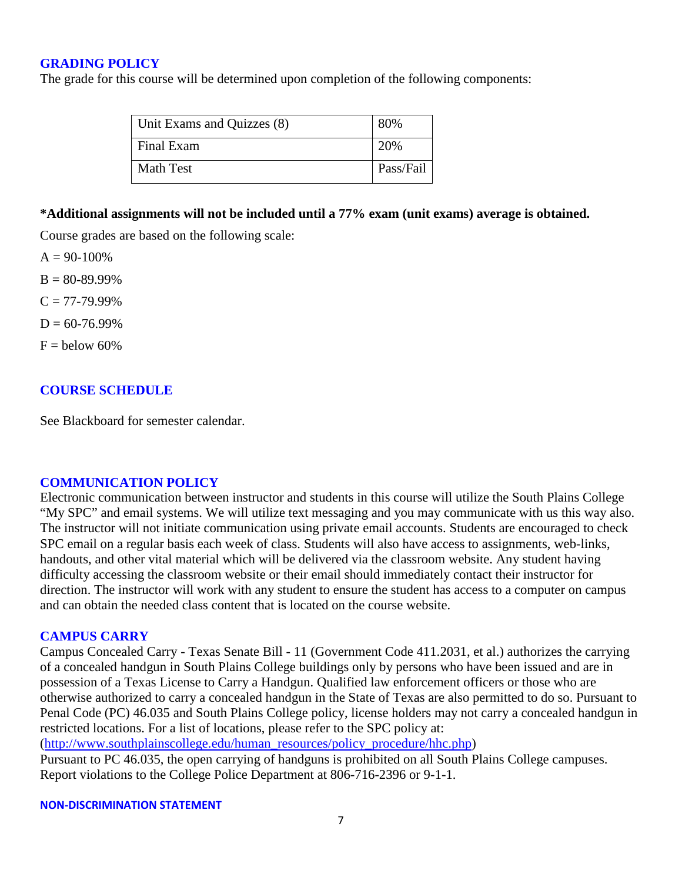## GRADING POLICY

The grade for this course will be determined upon completion of the following components:

| Unit Exams and Quizzes (8) | 80% |
|---|---|
| Final Exam | 20% |
| Math Test | Pass/Fail |

**\*Additional assignments will not be included until a 77% exam (unit exams) average is obtained.**

Course grades are based on the following scale:

A = 90-100%

B = 80-89.99%

C = 77-79.99%

D = 60-76.99%

F = below 60%

## COURSE SCHEDULE

See Blackboard for semester calendar.

## COMMUNICATION POLICY

Electronic communication between instructor and students in this course will utilize the South Plains College "My SPC" and email systems. We will utilize text messaging and you may communicate with us this way also. The instructor will not initiate communication using private email accounts. Students are encouraged to check SPC email on a regular basis each week of class. Students will also have access to assignments, web-links, handouts, and other vital material which will be delivered via the classroom website. Any student having difficulty accessing the classroom website or their email should immediately contact their instructor for direction. The instructor will work with any student to ensure the student has access to a computer on campus and can obtain the needed class content that is located on the course website.

## CAMPUS CARRY

Campus Concealed Carry - Texas Senate Bill - 11 (Government Code 411.2031, et al.) authorizes the carrying of a concealed handgun in South Plains College buildings only by persons who have been issued and are in possession of a Texas License to Carry a Handgun. Qualified law enforcement officers or those who are otherwise authorized to carry a concealed handgun in the State of Texas are also permitted to do so. Pursuant to Penal Code (PC) 46.035 and South Plains College policy, license holders may not carry a concealed handgun in restricted locations. For a list of locations, please refer to the SPC policy at:
(http://www.southplainscollege.edu/human_resources/policy_procedure/hhc.php)
Pursuant to PC 46.035, the open carrying of handguns is prohibited on all South Plains College campuses. Report violations to the College Police Department at 806-716-2396 or 9-1-1.

## NON-DISCRIMINATION STATEMENT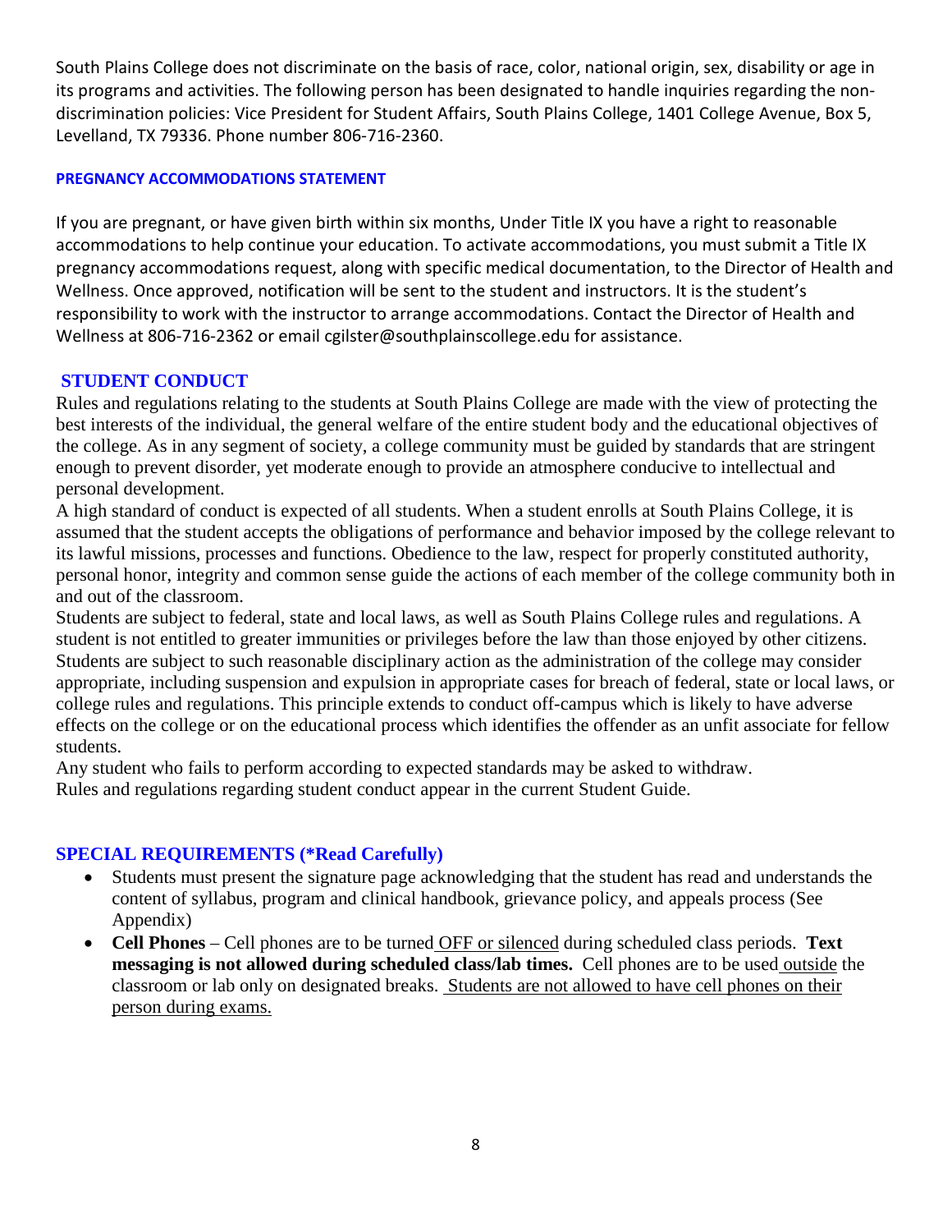South Plains College does not discriminate on the basis of race, color, national origin, sex, disability or age in its programs and activities. The following person has been designated to handle inquiries regarding the non-discrimination policies: Vice President for Student Affairs, South Plains College, 1401 College Avenue, Box 5, Levelland, TX 79336. Phone number 806-716-2360.

#### PREGNANCY ACCOMMODATIONS STATEMENT

If you are pregnant, or have given birth within six months, Under Title IX you have a right to reasonable accommodations to help continue your education. To activate accommodations, you must submit a Title IX pregnancy accommodations request, along with specific medical documentation, to the Director of Health and Wellness. Once approved, notification will be sent to the student and instructors. It is the student's responsibility to work with the instructor to arrange accommodations. Contact the Director of Health and Wellness at 806-716-2362 or email cgilster@southplainscollege.edu for assistance.

### STUDENT CONDUCT

Rules and regulations relating to the students at South Plains College are made with the view of protecting the best interests of the individual, the general welfare of the entire student body and the educational objectives of the college. As in any segment of society, a college community must be guided by standards that are stringent enough to prevent disorder, yet moderate enough to provide an atmosphere conducive to intellectual and personal development.

A high standard of conduct is expected of all students. When a student enrolls at South Plains College, it is assumed that the student accepts the obligations of performance and behavior imposed by the college relevant to its lawful missions, processes and functions. Obedience to the law, respect for properly constituted authority, personal honor, integrity and common sense guide the actions of each member of the college community both in and out of the classroom.

Students are subject to federal, state and local laws, as well as South Plains College rules and regulations. A student is not entitled to greater immunities or privileges before the law than those enjoyed by other citizens. Students are subject to such reasonable disciplinary action as the administration of the college may consider appropriate, including suspension and expulsion in appropriate cases for breach of federal, state or local laws, or college rules and regulations. This principle extends to conduct off-campus which is likely to have adverse effects on the college or on the educational process which identifies the offender as an unfit associate for fellow students.

Any student who fails to perform according to expected standards may be asked to withdraw.

Rules and regulations regarding student conduct appear in the current Student Guide.

### SPECIAL REQUIREMENTS (*Read Carefully)

- Students must present the signature page acknowledging that the student has read and understands the content of syllabus, program and clinical handbook, grievance policy, and appeals process (See Appendix)
- **Cell Phones** – Cell phones are to be turned OFF or silenced during scheduled class periods. **Text messaging is not allowed during scheduled class/lab times.** Cell phones are to be used outside the classroom or lab only on designated breaks. Students are not allowed to have cell phones on their person during exams.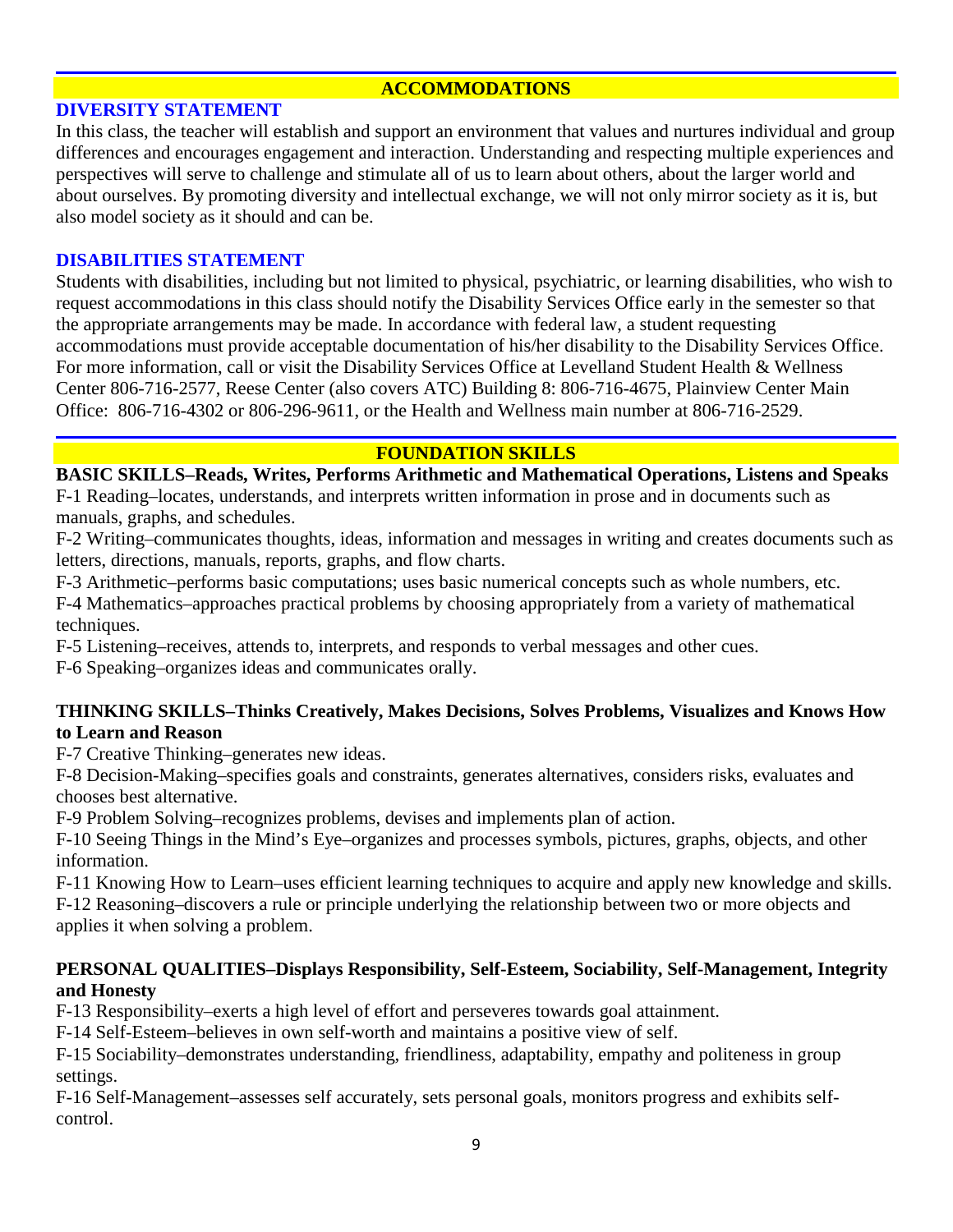## ACCOMMODATIONS

### DIVERSITY STATEMENT

In this class, the teacher will establish and support an environment that values and nurtures individual and group differences and encourages engagement and interaction. Understanding and respecting multiple experiences and perspectives will serve to challenge and stimulate all of us to learn about others, about the larger world and about ourselves. By promoting diversity and intellectual exchange, we will not only mirror society as it is, but also model society as it should and can be.

### DISABILITIES STATEMENT

Students with disabilities, including but not limited to physical, psychiatric, or learning disabilities, who wish to request accommodations in this class should notify the Disability Services Office early in the semester so that the appropriate arrangements may be made. In accordance with federal law, a student requesting accommodations must provide acceptable documentation of his/her disability to the Disability Services Office. For more information, call or visit the Disability Services Office at Levelland Student Health & Wellness Center 806-716-2577, Reese Center (also covers ATC) Building 8: 806-716-4675, Plainview Center Main Office: 806-716-4302 or 806-296-9611, or the Health and Wellness main number at 806-716-2529.

## FOUNDATION SKILLS

**BASIC SKILLS–Reads, Writes, Performs Arithmetic and Mathematical Operations, Listens and Speaks**

F-1 Reading–locates, understands, and interprets written information in prose and in documents such as manuals, graphs, and schedules.

F-2 Writing–communicates thoughts, ideas, information and messages in writing and creates documents such as letters, directions, manuals, reports, graphs, and flow charts.

F-3 Arithmetic–performs basic computations; uses basic numerical concepts such as whole numbers, etc.

F-4 Mathematics–approaches practical problems by choosing appropriately from a variety of mathematical techniques.

F-5 Listening–receives, attends to, interprets, and responds to verbal messages and other cues.

F-6 Speaking–organizes ideas and communicates orally.

**THINKING SKILLS–Thinks Creatively, Makes Decisions, Solves Problems, Visualizes and Knows How to Learn and Reason**

F-7 Creative Thinking–generates new ideas.

F-8 Decision-Making–specifies goals and constraints, generates alternatives, considers risks, evaluates and chooses best alternative.

F-9 Problem Solving–recognizes problems, devises and implements plan of action.

F-10 Seeing Things in the Mind's Eye–organizes and processes symbols, pictures, graphs, objects, and other information.

F-11 Knowing How to Learn–uses efficient learning techniques to acquire and apply new knowledge and skills.

F-12 Reasoning–discovers a rule or principle underlying the relationship between two or more objects and applies it when solving a problem.

**PERSONAL QUALITIES–Displays Responsibility, Self-Esteem, Sociability, Self-Management, Integrity and Honesty**

F-13 Responsibility–exerts a high level of effort and perseveres towards goal attainment.

F-14 Self-Esteem–believes in own self-worth and maintains a positive view of self.

F-15 Sociability–demonstrates understanding, friendliness, adaptability, empathy and politeness in group settings.

F-16 Self-Management–assesses self accurately, sets personal goals, monitors progress and exhibits self-control.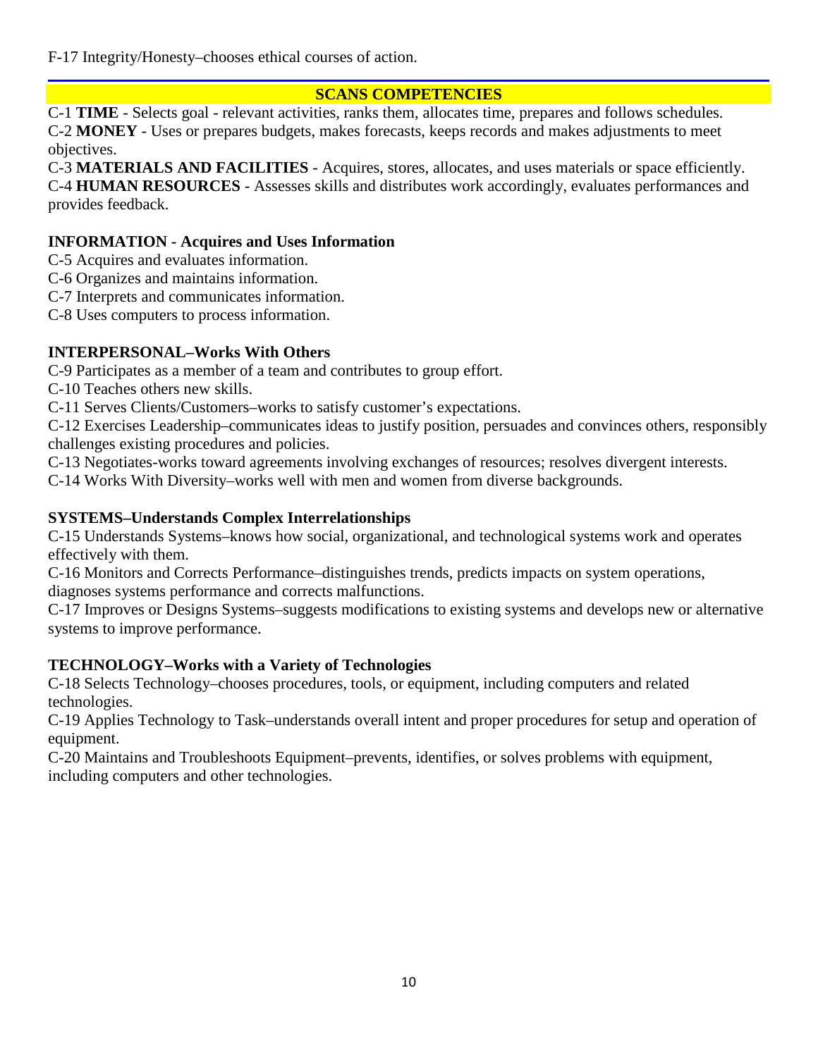F-17 Integrity/Honesty–chooses ethical courses of action.

## SCANS COMPETENCIES

C-1 **TIME** - Selects goal - relevant activities, ranks them, allocates time, prepares and follows schedules.
C-2 **MONEY** - Uses or prepares budgets, makes forecasts, keeps records and makes adjustments to meet objectives.
C-3 **MATERIALS AND FACILITIES** - Acquires, stores, allocates, and uses materials or space efficiently.
C-4 **HUMAN RESOURCES** - Assesses skills and distributes work accordingly, evaluates performances and provides feedback.

**INFORMATION - Acquires and Uses Information**

C-5 Acquires and evaluates information.
C-6 Organizes and maintains information.
C-7 Interprets and communicates information.
C-8 Uses computers to process information.

**INTERPERSONAL–Works With Others**

C-9 Participates as a member of a team and contributes to group effort.
C-10 Teaches others new skills.
C-11 Serves Clients/Customers–works to satisfy customer's expectations.
C-12 Exercises Leadership–communicates ideas to justify position, persuades and convinces others, responsibly challenges existing procedures and policies.
C-13 Negotiates-works toward agreements involving exchanges of resources; resolves divergent interests.
C-14 Works With Diversity–works well with men and women from diverse backgrounds.

**SYSTEMS–Understands Complex Interrelationships**

C-15 Understands Systems–knows how social, organizational, and technological systems work and operates effectively with them.
C-16 Monitors and Corrects Performance–distinguishes trends, predicts impacts on system operations, diagnoses systems performance and corrects malfunctions.
C-17 Improves or Designs Systems–suggests modifications to existing systems and develops new or alternative systems to improve performance.

**TECHNOLOGY–Works with a Variety of Technologies**

C-18 Selects Technology–chooses procedures, tools, or equipment, including computers and related technologies.
C-19 Applies Technology to Task–understands overall intent and proper procedures for setup and operation of equipment.
C-20 Maintains and Troubleshoots Equipment–prevents, identifies, or solves problems with equipment, including computers and other technologies.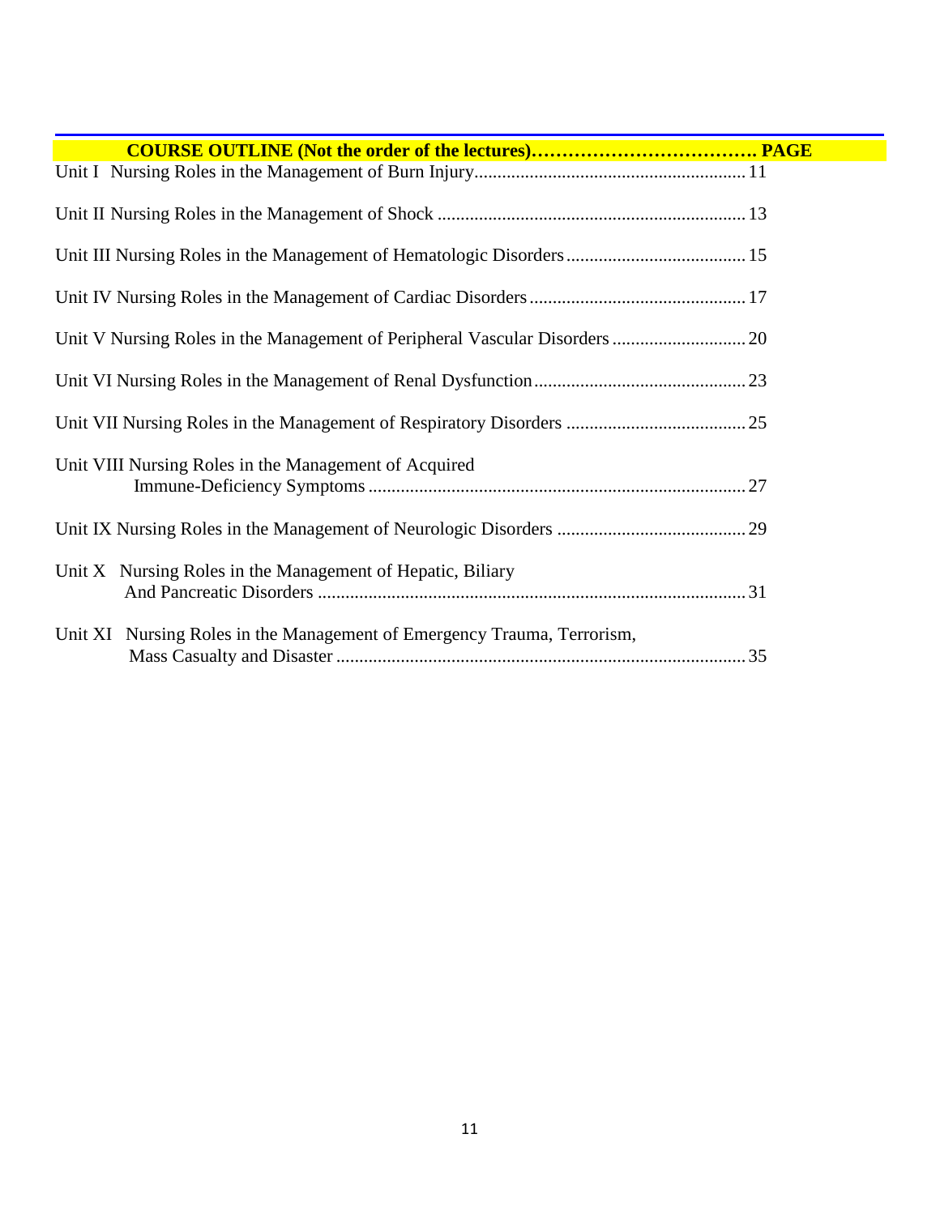**COURSE OUTLINE (Not the order of the lectures)………………………………. PAGE**

Unit I Nursing Roles in the Management of Burn Injury........................................................... 11

Unit II Nursing Roles in the Management of Shock ................................................................. 13

Unit III Nursing Roles in the Management of Hematologic Disorders...................................... 15

Unit IV Nursing Roles in the Management of Cardiac Disorders.............................................. 17

Unit V Nursing Roles in the Management of Peripheral Vascular Disorders ............................ 20

Unit VI Nursing Roles in the Management of Renal Dysfunction............................................. 23

Unit VII Nursing Roles in the Management of Respiratory Disorders ...................................... 25

Unit VIII Nursing Roles in the Management of Acquired Immune-Deficiency Symptoms ................................................................................. 27

Unit IX Nursing Roles in the Management of Neurologic Disorders ........................................ 29

Unit X Nursing Roles in the Management of Hepatic, Biliary And Pancreatic Disorders ........................................................................................... 31

Unit XI Nursing Roles in the Management of Emergency Trauma, Terrorism, Mass Casualty and Disaster ....................................................................................... 35